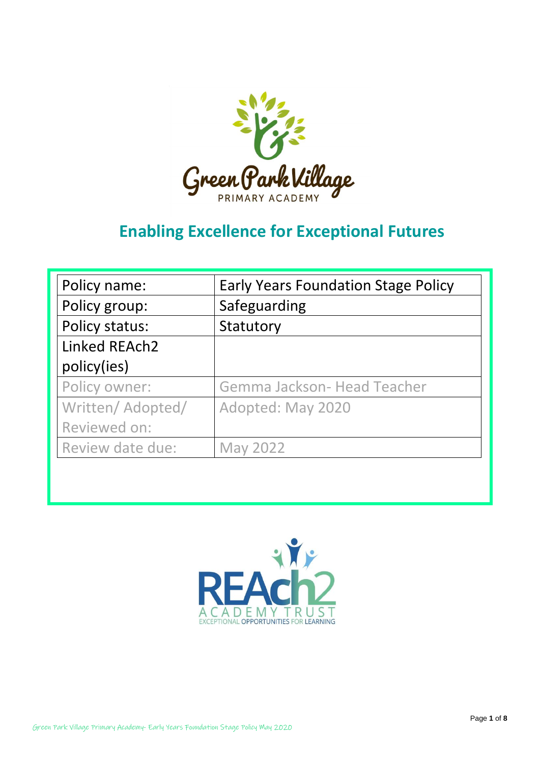Green Park Village

PRIMARY ACADEMY

## Enabling Excellence for Exceptional Futures

| Policy name: | Early Years Foundation Stage Policy |
|---|---|
| Policy group: | Safeguarding |
| Policy status: | Statutory |
| Linked REAch2 policy(ies) | |
| Policy owner: | Gemma Jackson- Head Teacher |
| Written/ Adopted/ Reviewed on: | Adopted: May 2020 |
| Review date due: | May 2022 |

REAch2

ACADEMY TRUST

EXCEPTIONAL OPPORTUNITIES FOR LEARNING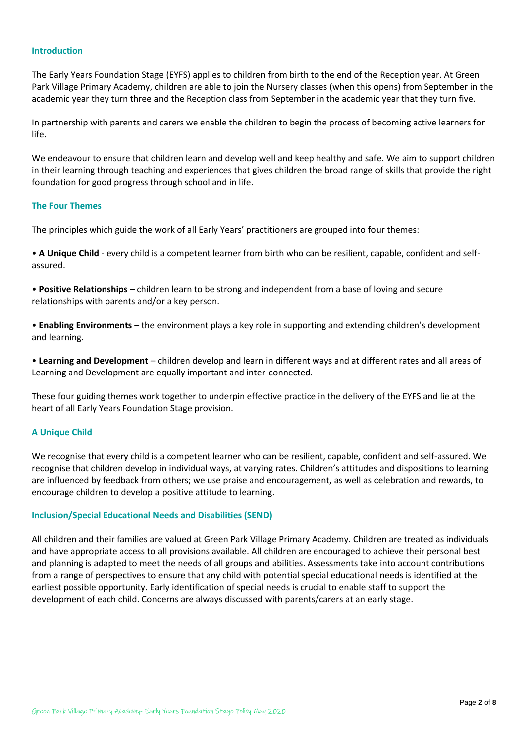## Introduction

The Early Years Foundation Stage (EYFS) applies to children from birth to the end of the Reception year. At Green Park Village Primary Academy, children are able to join the Nursery classes (when this opens) from September in the academic year they turn three and the Reception class from September in the academic year that they turn five.

In partnership with parents and carers we enable the children to begin the process of becoming active learners for life.

We endeavour to ensure that children learn and develop well and keep healthy and safe. We aim to support children in their learning through teaching and experiences that gives children the broad range of skills that provide the right foundation for good progress through school and in life.

## The Four Themes

The principles which guide the work of all Early Years' practitioners are grouped into four themes:

• **A Unique Child** - every child is a competent learner from birth who can be resilient, capable, confident and self-assured.

• **Positive Relationships** – children learn to be strong and independent from a base of loving and secure relationships with parents and/or a key person.

• **Enabling Environments** – the environment plays a key role in supporting and extending children's development and learning.

• **Learning and Development** – children develop and learn in different ways and at different rates and all areas of Learning and Development are equally important and inter-connected.

These four guiding themes work together to underpin effective practice in the delivery of the EYFS and lie at the heart of all Early Years Foundation Stage provision.

## A Unique Child

We recognise that every child is a competent learner who can be resilient, capable, confident and self-assured. We recognise that children develop in individual ways, at varying rates. Children's attitudes and dispositions to learning are influenced by feedback from others; we use praise and encouragement, as well as celebration and rewards, to encourage children to develop a positive attitude to learning.

## Inclusion/Special Educational Needs and Disabilities (SEND)

All children and their families are valued at Green Park Village Primary Academy. Children are treated as individuals and have appropriate access to all provisions available. All children are encouraged to achieve their personal best and planning is adapted to meet the needs of all groups and abilities. Assessments take into account contributions from a range of perspectives to ensure that any child with potential special educational needs is identified at the earliest possible opportunity. Early identification of special needs is crucial to enable staff to support the development of each child. Concerns are always discussed with parents/carers at an early stage.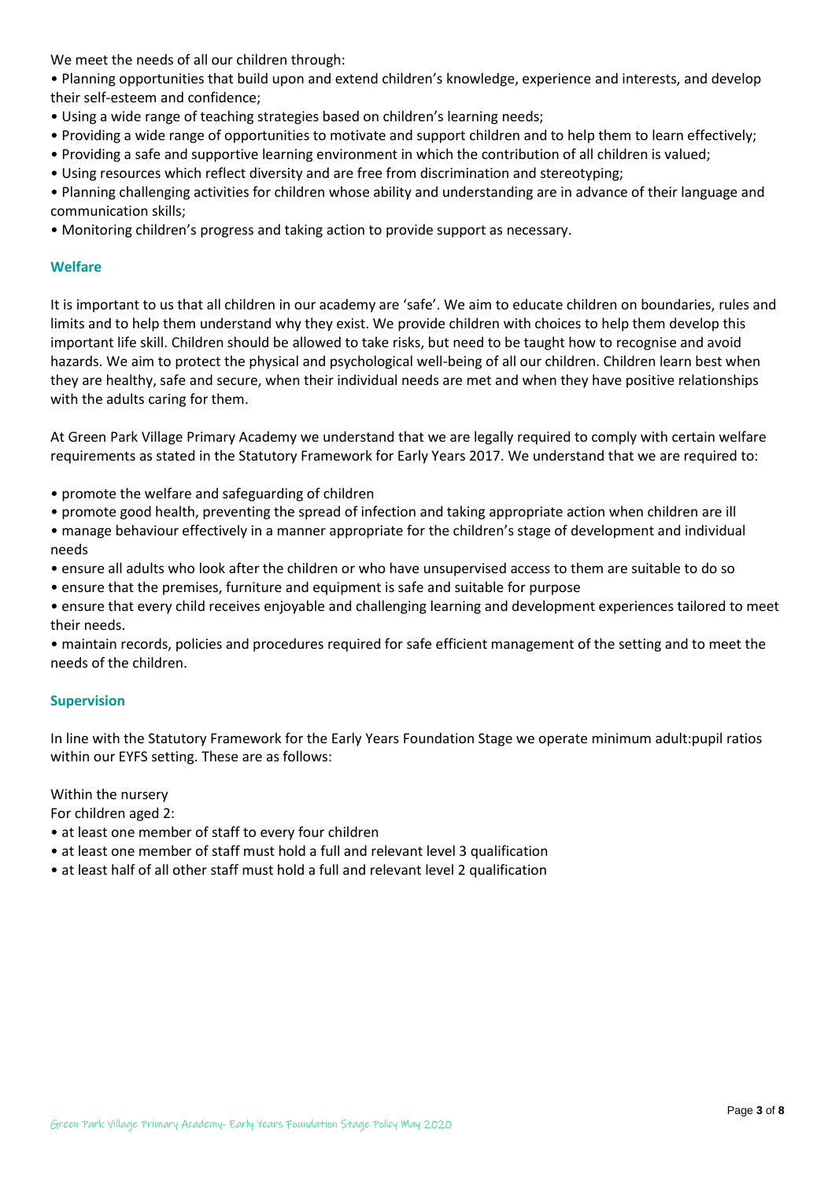We meet the needs of all our children through:

- Planning opportunities that build upon and extend children's knowledge, experience and interests, and develop their self-esteem and confidence;
- Using a wide range of teaching strategies based on children's learning needs;
- Providing a wide range of opportunities to motivate and support children and to help them to learn effectively;
- Providing a safe and supportive learning environment in which the contribution of all children is valued;
- Using resources which reflect diversity and are free from discrimination and stereotyping;
- Planning challenging activities for children whose ability and understanding are in advance of their language and communication skills;
- Monitoring children's progress and taking action to provide support as necessary.

### Welfare

It is important to us that all children in our academy are 'safe'. We aim to educate children on boundaries, rules and limits and to help them understand why they exist. We provide children with choices to help them develop this important life skill. Children should be allowed to take risks, but need to be taught how to recognise and avoid hazards. We aim to protect the physical and psychological well-being of all our children. Children learn best when they are healthy, safe and secure, when their individual needs are met and when they have positive relationships with the adults caring for them.

At Green Park Village Primary Academy we understand that we are legally required to comply with certain welfare requirements as stated in the Statutory Framework for Early Years 2017. We understand that we are required to:

- promote the welfare and safeguarding of children
- promote good health, preventing the spread of infection and taking appropriate action when children are ill
- manage behaviour effectively in a manner appropriate for the children's stage of development and individual needs
- ensure all adults who look after the children or who have unsupervised access to them are suitable to do so
- ensure that the premises, furniture and equipment is safe and suitable for purpose
- ensure that every child receives enjoyable and challenging learning and development experiences tailored to meet their needs.
- maintain records, policies and procedures required for safe efficient management of the setting and to meet the needs of the children.

### Supervision

In line with the Statutory Framework for the Early Years Foundation Stage we operate minimum adult:pupil ratios within our EYFS setting. These are as follows:

Within the nursery
For children aged 2:

- at least one member of staff to every four children
- at least one member of staff must hold a full and relevant level 3 qualification
- at least half of all other staff must hold a full and relevant level 2 qualification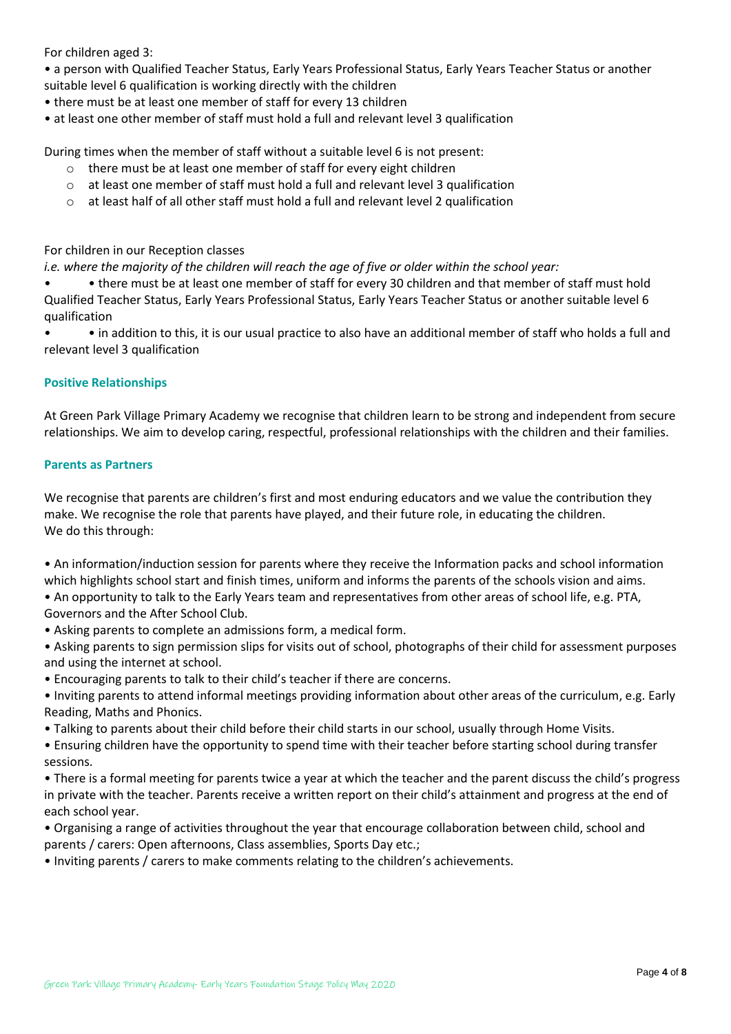For children aged 3:

- a person with Qualified Teacher Status, Early Years Professional Status, Early Years Teacher Status or another suitable level 6 qualification is working directly with the children
- there must be at least one member of staff for every 13 children
- at least one other member of staff must hold a full and relevant level 3 qualification

During times when the member of staff without a suitable level 6 is not present:

- there must be at least one member of staff for every eight children
- at least one member of staff must hold a full and relevant level 3 qualification
- at least half of all other staff must hold a full and relevant level 2 qualification

For children in our Reception classes

*i.e. where the majority of the children will reach the age of five or older within the school year:*

- • there must be at least one member of staff for every 30 children and that member of staff must hold Qualified Teacher Status, Early Years Professional Status, Early Years Teacher Status or another suitable level 6 qualification
- • in addition to this, it is our usual practice to also have an additional member of staff who holds a full and relevant level 3 qualification

### Positive Relationships

At Green Park Village Primary Academy we recognise that children learn to be strong and independent from secure relationships. We aim to develop caring, respectful, professional relationships with the children and their families.

### Parents as Partners

We recognise that parents are children's first and most enduring educators and we value the contribution they make. We recognise the role that parents have played, and their future role, in educating the children.
We do this through:

- An information/induction session for parents where they receive the Information packs and school information which highlights school start and finish times, uniform and informs the parents of the schools vision and aims.
- An opportunity to talk to the Early Years team and representatives from other areas of school life, e.g. PTA, Governors and the After School Club.
- Asking parents to complete an admissions form, a medical form.
- Asking parents to sign permission slips for visits out of school, photographs of their child for assessment purposes and using the internet at school.
- Encouraging parents to talk to their child's teacher if there are concerns.
- Inviting parents to attend informal meetings providing information about other areas of the curriculum, e.g. Early Reading, Maths and Phonics.
- Talking to parents about their child before their child starts in our school, usually through Home Visits.
- Ensuring children have the opportunity to spend time with their teacher before starting school during transfer sessions.
- There is a formal meeting for parents twice a year at which the teacher and the parent discuss the child's progress in private with the teacher. Parents receive a written report on their child's attainment and progress at the end of each school year.
- Organising a range of activities throughout the year that encourage collaboration between child, school and parents / carers: Open afternoons, Class assemblies, Sports Day etc.;
- Inviting parents / carers to make comments relating to the children's achievements.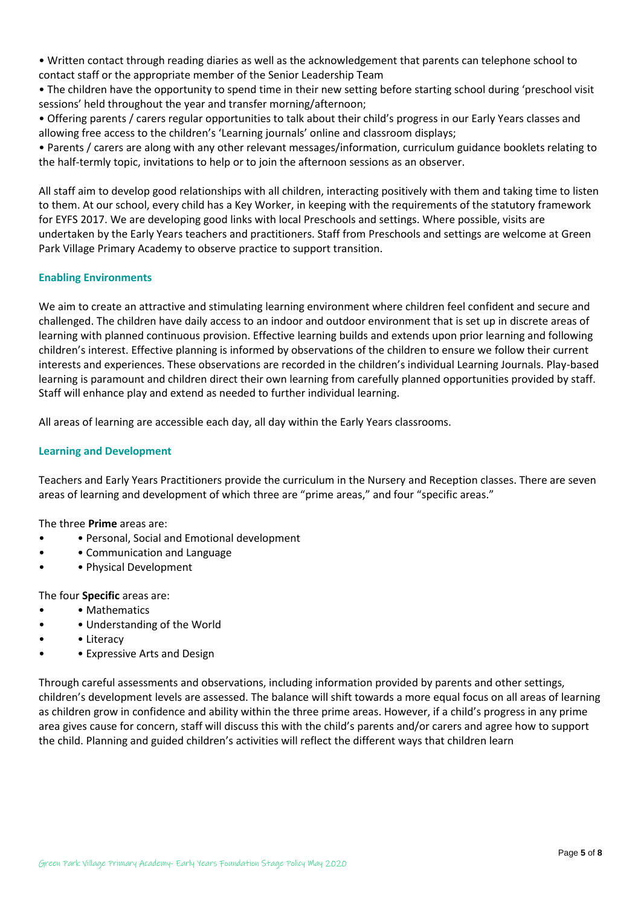• Written contact through reading diaries as well as the acknowledgement that parents can telephone school to contact staff or the appropriate member of the Senior Leadership Team

• The children have the opportunity to spend time in their new setting before starting school during 'preschool visit sessions' held throughout the year and transfer morning/afternoon;

• Offering parents / carers regular opportunities to talk about their child's progress in our Early Years classes and allowing free access to the children's 'Learning journals' online and classroom displays;

• Parents / carers are along with any other relevant messages/information, curriculum guidance booklets relating to the half-termly topic, invitations to help or to join the afternoon sessions as an observer.

All staff aim to develop good relationships with all children, interacting positively with them and taking time to listen to them. At our school, every child has a Key Worker, in keeping with the requirements of the statutory framework for EYFS 2017. We are developing good links with local Preschools and settings. Where possible, visits are undertaken by the Early Years teachers and practitioners. Staff from Preschools and settings are welcome at Green Park Village Primary Academy to observe practice to support transition.

### Enabling Environments

We aim to create an attractive and stimulating learning environment where children feel confident and secure and challenged. The children have daily access to an indoor and outdoor environment that is set up in discrete areas of learning with planned continuous provision. Effective learning builds and extends upon prior learning and following children's interest. Effective planning is informed by observations of the children to ensure we follow their current interests and experiences. These observations are recorded in the children's individual Learning Journals. Play-based learning is paramount and children direct their own learning from carefully planned opportunities provided by staff. Staff will enhance play and extend as needed to further individual learning.

All areas of learning are accessible each day, all day within the Early Years classrooms.

### Learning and Development

Teachers and Early Years Practitioners provide the curriculum in the Nursery and Reception classes. There are seven areas of learning and development of which three are "prime areas," and four "specific areas."

The three **Prime** areas are:

- • Personal, Social and Emotional development
- • Communication and Language
- • Physical Development

The four **Specific** areas are:

- • Mathematics
- • Understanding of the World
- • Literacy
- • Expressive Arts and Design

Through careful assessments and observations, including information provided by parents and other settings, children's development levels are assessed. The balance will shift towards a more equal focus on all areas of learning as children grow in confidence and ability within the three prime areas. However, if a child's progress in any prime area gives cause for concern, staff will discuss this with the child's parents and/or carers and agree how to support the child. Planning and guided children's activities will reflect the different ways that children learn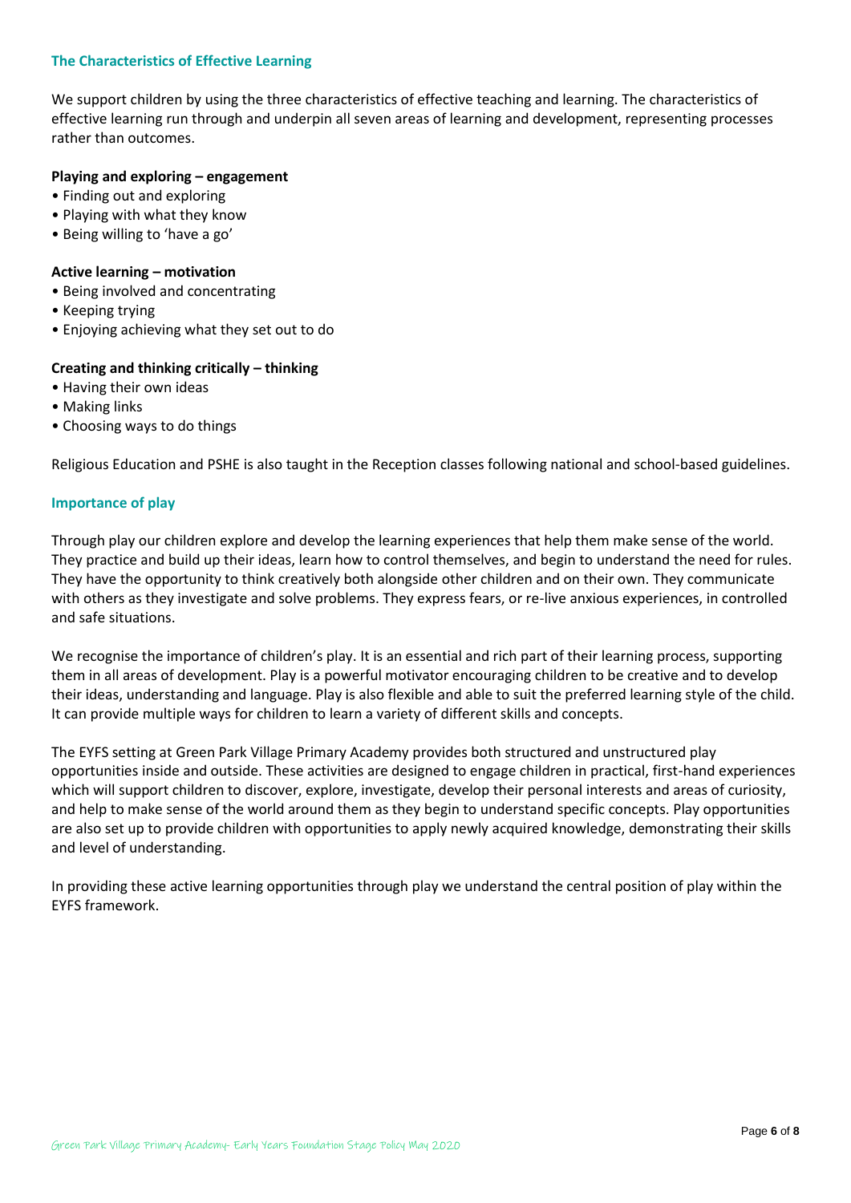## The Characteristics of Effective Learning

We support children by using the three characteristics of effective teaching and learning. The characteristics of effective learning run through and underpin all seven areas of learning and development, representing processes rather than outcomes.

**Playing and exploring – engagement**

- Finding out and exploring
- Playing with what they know
- Being willing to 'have a go'

**Active learning – motivation**

- Being involved and concentrating
- Keeping trying
- Enjoying achieving what they set out to do

**Creating and thinking critically – thinking**

- Having their own ideas
- Making links
- Choosing ways to do things

Religious Education and PSHE is also taught in the Reception classes following national and school-based guidelines.

## Importance of play

Through play our children explore and develop the learning experiences that help them make sense of the world. They practice and build up their ideas, learn how to control themselves, and begin to understand the need for rules. They have the opportunity to think creatively both alongside other children and on their own. They communicate with others as they investigate and solve problems. They express fears, or re-live anxious experiences, in controlled and safe situations.

We recognise the importance of children's play. It is an essential and rich part of their learning process, supporting them in all areas of development. Play is a powerful motivator encouraging children to be creative and to develop their ideas, understanding and language. Play is also flexible and able to suit the preferred learning style of the child. It can provide multiple ways for children to learn a variety of different skills and concepts.

The EYFS setting at Green Park Village Primary Academy provides both structured and unstructured play opportunities inside and outside. These activities are designed to engage children in practical, first-hand experiences which will support children to discover, explore, investigate, develop their personal interests and areas of curiosity, and help to make sense of the world around them as they begin to understand specific concepts. Play opportunities are also set up to provide children with opportunities to apply newly acquired knowledge, demonstrating their skills and level of understanding.

In providing these active learning opportunities through play we understand the central position of play within the EYFS framework.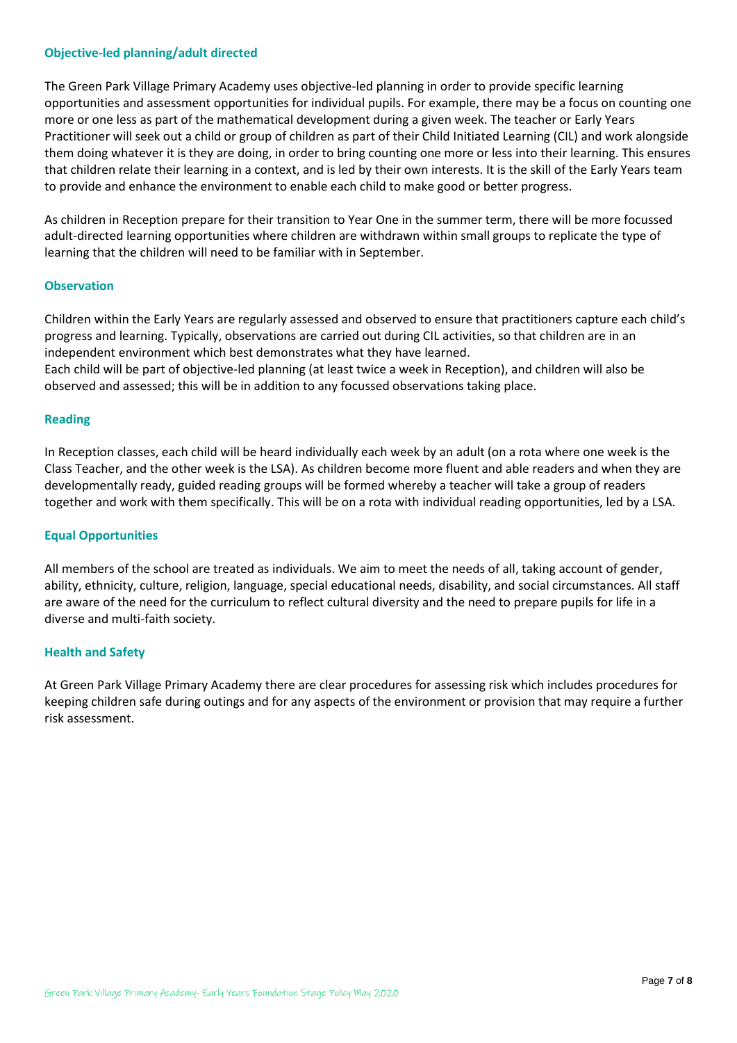### Objective-led planning/adult directed

The Green Park Village Primary Academy uses objective-led planning in order to provide specific learning opportunities and assessment opportunities for individual pupils. For example, there may be a focus on counting one more or one less as part of the mathematical development during a given week. The teacher or Early Years Practitioner will seek out a child or group of children as part of their Child Initiated Learning (CIL) and work alongside them doing whatever it is they are doing, in order to bring counting one more or less into their learning. This ensures that children relate their learning in a context, and is led by their own interests. It is the skill of the Early Years team to provide and enhance the environment to enable each child to make good or better progress.

As children in Reception prepare for their transition to Year One in the summer term, there will be more focussed adult-directed learning opportunities where children are withdrawn within small groups to replicate the type of learning that the children will need to be familiar with in September.

### Observation

Children within the Early Years are regularly assessed and observed to ensure that practitioners capture each child's progress and learning. Typically, observations are carried out during CIL activities, so that children are in an independent environment which best demonstrates what they have learned.
Each child will be part of objective-led planning (at least twice a week in Reception), and children will also be observed and assessed; this will be in addition to any focussed observations taking place.

### Reading

In Reception classes, each child will be heard individually each week by an adult (on a rota where one week is the Class Teacher, and the other week is the LSA). As children become more fluent and able readers and when they are developmentally ready, guided reading groups will be formed whereby a teacher will take a group of readers together and work with them specifically. This will be on a rota with individual reading opportunities, led by a LSA.

### Equal Opportunities

All members of the school are treated as individuals. We aim to meet the needs of all, taking account of gender, ability, ethnicity, culture, religion, language, special educational needs, disability, and social circumstances. All staff are aware of the need for the curriculum to reflect cultural diversity and the need to prepare pupils for life in a diverse and multi-faith society.

### Health and Safety

At Green Park Village Primary Academy there are clear procedures for assessing risk which includes procedures for keeping children safe during outings and for any aspects of the environment or provision that may require a further risk assessment.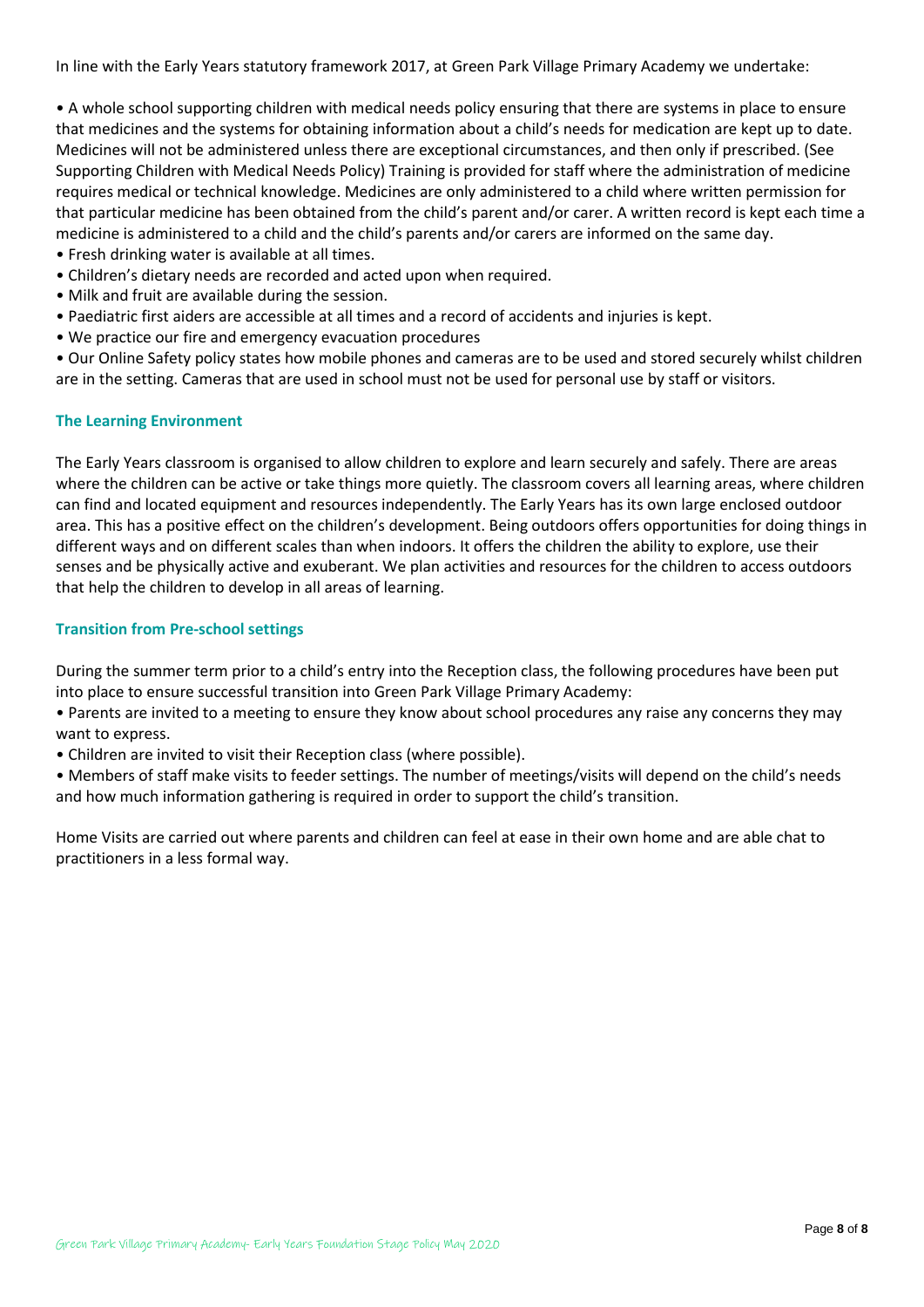In line with the Early Years statutory framework 2017, at Green Park Village Primary Academy we undertake:

- A whole school supporting children with medical needs policy ensuring that there are systems in place to ensure that medicines and the systems for obtaining information about a child's needs for medication are kept up to date. Medicines will not be administered unless there are exceptional circumstances, and then only if prescribed. (See Supporting Children with Medical Needs Policy) Training is provided for staff where the administration of medicine requires medical or technical knowledge. Medicines are only administered to a child where written permission for that particular medicine has been obtained from the child's parent and/or carer. A written record is kept each time a medicine is administered to a child and the child's parents and/or carers are informed on the same day.
- Fresh drinking water is available at all times.
- Children's dietary needs are recorded and acted upon when required.
- Milk and fruit are available during the session.
- Paediatric first aiders are accessible at all times and a record of accidents and injuries is kept.
- We practice our fire and emergency evacuation procedures
- Our Online Safety policy states how mobile phones and cameras are to be used and stored securely whilst children are in the setting. Cameras that are used in school must not be used for personal use by staff or visitors.

### The Learning Environment

The Early Years classroom is organised to allow children to explore and learn securely and safely. There are areas where the children can be active or take things more quietly. The classroom covers all learning areas, where children can find and located equipment and resources independently. The Early Years has its own large enclosed outdoor area. This has a positive effect on the children's development. Being outdoors offers opportunities for doing things in different ways and on different scales than when indoors. It offers the children the ability to explore, use their senses and be physically active and exuberant. We plan activities and resources for the children to access outdoors that help the children to develop in all areas of learning.

### Transition from Pre-school settings

During the summer term prior to a child's entry into the Reception class, the following procedures have been put into place to ensure successful transition into Green Park Village Primary Academy:

- Parents are invited to a meeting to ensure they know about school procedures any raise any concerns they may want to express.
- Children are invited to visit their Reception class (where possible).
- Members of staff make visits to feeder settings. The number of meetings/visits will depend on the child's needs and how much information gathering is required in order to support the child's transition.

Home Visits are carried out where parents and children can feel at ease in their own home and are able chat to practitioners in a less formal way.